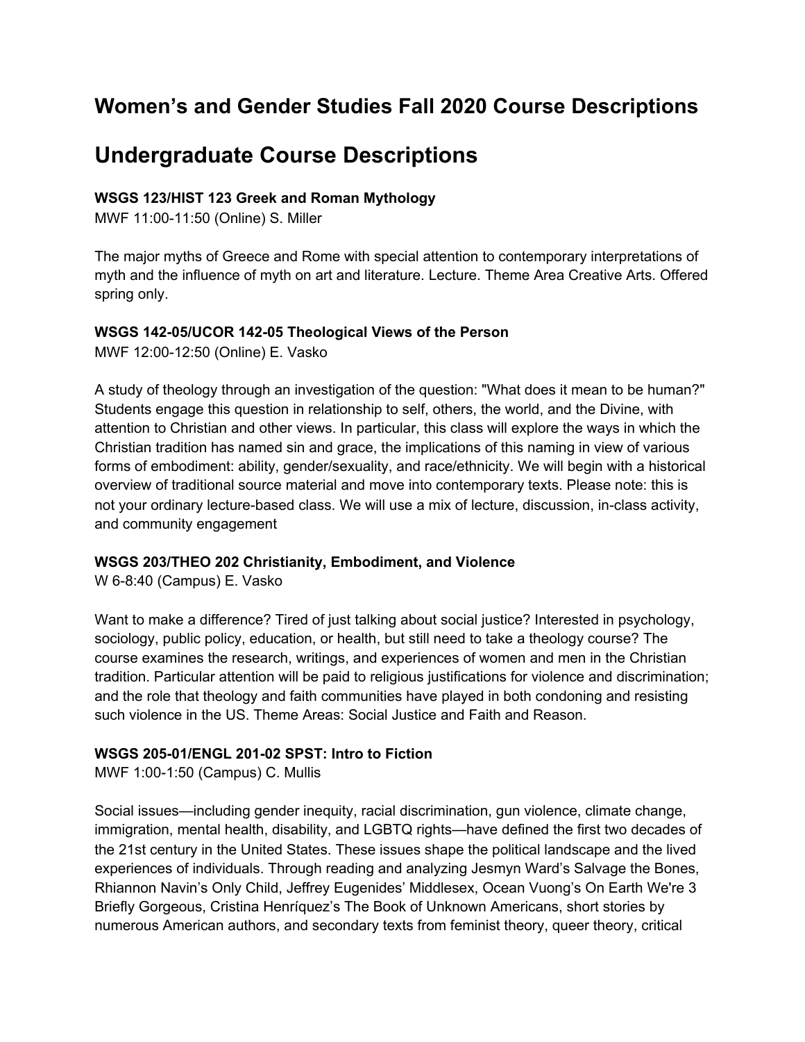# Women's and Gender Studies Fall 2020 Course Descriptions

# Undergraduate Course Descriptions

**WSGS 123/HIST 123 Greek and Roman Mythology**
MWF 11:00-11:50 (Online) S. Miller

The major myths of Greece and Rome with special attention to contemporary interpretations of myth and the influence of myth on art and literature. Lecture. Theme Area Creative Arts. Offered spring only.

**WSGS 142-05/UCOR 142-05 Theological Views of the Person**
MWF 12:00-12:50 (Online) E. Vasko

A study of theology through an investigation of the question: "What does it mean to be human?" Students engage this question in relationship to self, others, the world, and the Divine, with attention to Christian and other views. In particular, this class will explore the ways in which the Christian tradition has named sin and grace, the implications of this naming in view of various forms of embodiment: ability, gender/sexuality, and race/ethnicity. We will begin with a historical overview of traditional source material and move into contemporary texts. Please note: this is not your ordinary lecture-based class. We will use a mix of lecture, discussion, in-class activity, and community engagement

**WSGS 203/THEO 202 Christianity, Embodiment, and Violence**
W 6-8:40 (Campus) E. Vasko

Want to make a difference? Tired of just talking about social justice? Interested in psychology, sociology, public policy, education, or health, but still need to take a theology course? The course examines the research, writings, and experiences of women and men in the Christian tradition. Particular attention will be paid to religious justifications for violence and discrimination; and the role that theology and faith communities have played in both condoning and resisting such violence in the US. Theme Areas: Social Justice and Faith and Reason.

**WSGS 205-01/ENGL 201-02 SPST: Intro to Fiction**
MWF 1:00-1:50 (Campus) C. Mullis

Social issues—including gender inequity, racial discrimination, gun violence, climate change, immigration, mental health, disability, and LGBTQ rights—have defined the first two decades of the 21st century in the United States. These issues shape the political landscape and the lived experiences of individuals. Through reading and analyzing Jesmyn Ward's Salvage the Bones, Rhiannon Navin's Only Child, Jeffrey Eugenides' Middlesex, Ocean Vuong's On Earth We're 3 Briefly Gorgeous, Cristina Henríquez's The Book of Unknown Americans, short stories by numerous American authors, and secondary texts from feminist theory, queer theory, critical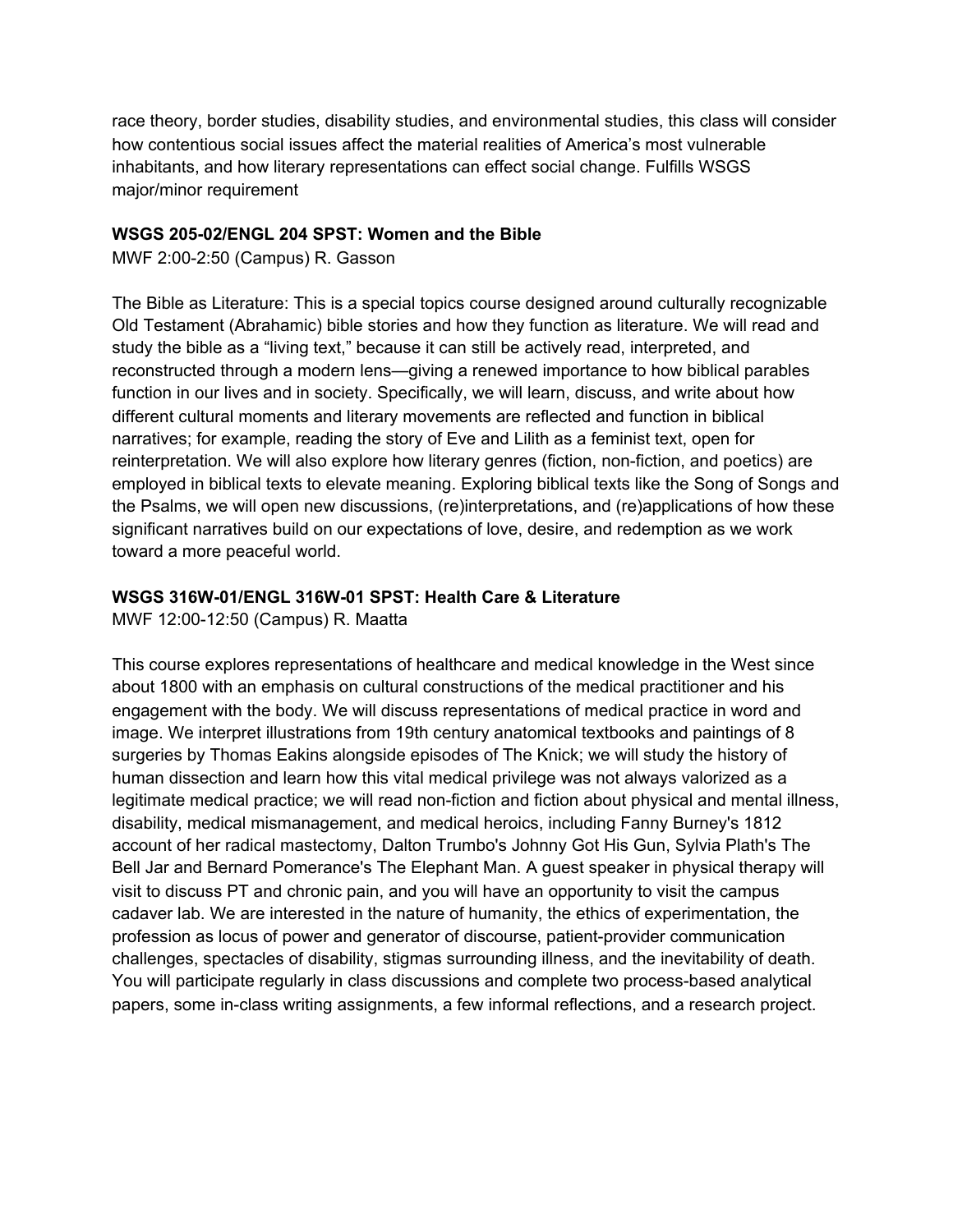race theory, border studies, disability studies, and environmental studies, this class will consider how contentious social issues affect the material realities of America's most vulnerable inhabitants, and how literary representations can effect social change. Fulfills WSGS major/minor requirement

**WSGS 205-02/ENGL 204 SPST: Women and the Bible**

MWF 2:00-2:50 (Campus) R. Gasson

The Bible as Literature: This is a special topics course designed around culturally recognizable Old Testament (Abrahamic) bible stories and how they function as literature. We will read and study the bible as a "living text," because it can still be actively read, interpreted, and reconstructed through a modern lens—giving a renewed importance to how biblical parables function in our lives and in society. Specifically, we will learn, discuss, and write about how different cultural moments and literary movements are reflected and function in biblical narratives; for example, reading the story of Eve and Lilith as a feminist text, open for reinterpretation. We will also explore how literary genres (fiction, non-fiction, and poetics) are employed in biblical texts to elevate meaning. Exploring biblical texts like the Song of Songs and the Psalms, we will open new discussions, (re)interpretations, and (re)applications of how these significant narratives build on our expectations of love, desire, and redemption as we work toward a more peaceful world.

**WSGS 316W-01/ENGL 316W-01 SPST: Health Care & Literature**

MWF 12:00-12:50 (Campus) R. Maatta

This course explores representations of healthcare and medical knowledge in the West since about 1800 with an emphasis on cultural constructions of the medical practitioner and his engagement with the body. We will discuss representations of medical practice in word and image. We interpret illustrations from 19th century anatomical textbooks and paintings of 8 surgeries by Thomas Eakins alongside episodes of The Knick; we will study the history of human dissection and learn how this vital medical privilege was not always valorized as a legitimate medical practice; we will read non-fiction and fiction about physical and mental illness, disability, medical mismanagement, and medical heroics, including Fanny Burney's 1812 account of her radical mastectomy, Dalton Trumbo's Johnny Got His Gun, Sylvia Plath's The Bell Jar and Bernard Pomerance's The Elephant Man. A guest speaker in physical therapy will visit to discuss PT and chronic pain, and you will have an opportunity to visit the campus cadaver lab. We are interested in the nature of humanity, the ethics of experimentation, the profession as locus of power and generator of discourse, patient-provider communication challenges, spectacles of disability, stigmas surrounding illness, and the inevitability of death. You will participate regularly in class discussions and complete two process-based analytical papers, some in-class writing assignments, a few informal reflections, and a research project.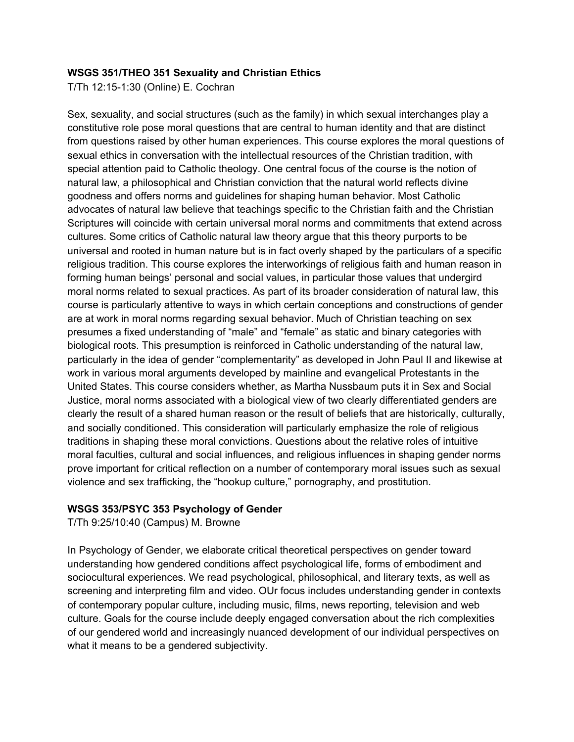**WSGS 351/THEO 351 Sexuality and Christian Ethics**

T/Th 12:15-1:30 (Online) E. Cochran

Sex, sexuality, and social structures (such as the family) in which sexual interchanges play a constitutive role pose moral questions that are central to human identity and that are distinct from questions raised by other human experiences. This course explores the moral questions of sexual ethics in conversation with the intellectual resources of the Christian tradition, with special attention paid to Catholic theology. One central focus of the course is the notion of natural law, a philosophical and Christian conviction that the natural world reflects divine goodness and offers norms and guidelines for shaping human behavior. Most Catholic advocates of natural law believe that teachings specific to the Christian faith and the Christian Scriptures will coincide with certain universal moral norms and commitments that extend across cultures. Some critics of Catholic natural law theory argue that this theory purports to be universal and rooted in human nature but is in fact overly shaped by the particulars of a specific religious tradition. This course explores the interworkings of religious faith and human reason in forming human beings' personal and social values, in particular those values that undergird moral norms related to sexual practices. As part of its broader consideration of natural law, this course is particularly attentive to ways in which certain conceptions and constructions of gender are at work in moral norms regarding sexual behavior. Much of Christian teaching on sex presumes a fixed understanding of "male" and "female" as static and binary categories with biological roots. This presumption is reinforced in Catholic understanding of the natural law, particularly in the idea of gender "complementarity" as developed in John Paul II and likewise at work in various moral arguments developed by mainline and evangelical Protestants in the United States. This course considers whether, as Martha Nussbaum puts it in Sex and Social Justice, moral norms associated with a biological view of two clearly differentiated genders are clearly the result of a shared human reason or the result of beliefs that are historically, culturally, and socially conditioned. This consideration will particularly emphasize the role of religious traditions in shaping these moral convictions. Questions about the relative roles of intuitive moral faculties, cultural and social influences, and religious influences in shaping gender norms prove important for critical reflection on a number of contemporary moral issues such as sexual violence and sex trafficking, the "hookup culture," pornography, and prostitution.

**WSGS 353/PSYC 353 Psychology of Gender**

T/Th 9:25/10:40 (Campus) M. Browne

In Psychology of Gender, we elaborate critical theoretical perspectives on gender toward understanding how gendered conditions affect psychological life, forms of embodiment and sociocultural experiences. We read psychological, philosophical, and literary texts, as well as screening and interpreting film and video. OUr focus includes understanding gender in contexts of contemporary popular culture, including music, films, news reporting, television and web culture. Goals for the course include deeply engaged conversation about the rich complexities of our gendered world and increasingly nuanced development of our individual perspectives on what it means to be a gendered subjectivity.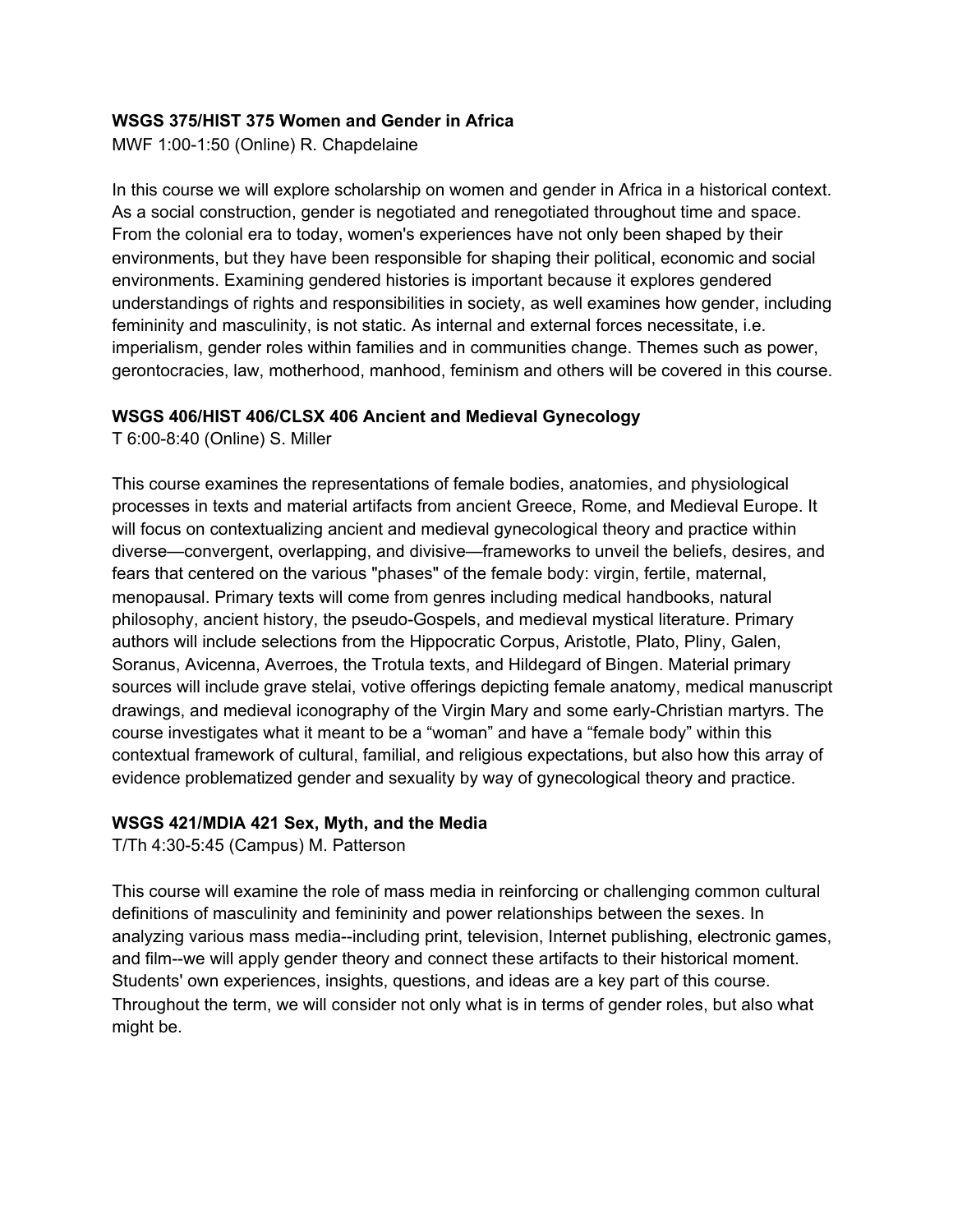**WSGS 375/HIST 375 Women and Gender in Africa**

MWF 1:00-1:50 (Online) R. Chapdelaine

In this course we will explore scholarship on women and gender in Africa in a historical context. As a social construction, gender is negotiated and renegotiated throughout time and space. From the colonial era to today, women's experiences have not only been shaped by their environments, but they have been responsible for shaping their political, economic and social environments. Examining gendered histories is important because it explores gendered understandings of rights and responsibilities in society, as well examines how gender, including femininity and masculinity, is not static. As internal and external forces necessitate, i.e. imperialism, gender roles within families and in communities change. Themes such as power, gerontocracies, law, motherhood, manhood, feminism and others will be covered in this course.

**WSGS 406/HIST 406/CLSX 406 Ancient and Medieval Gynecology**

T 6:00-8:40 (Online) S. Miller

This course examines the representations of female bodies, anatomies, and physiological processes in texts and material artifacts from ancient Greece, Rome, and Medieval Europe. It will focus on contextualizing ancient and medieval gynecological theory and practice within diverse—convergent, overlapping, and divisive—frameworks to unveil the beliefs, desires, and fears that centered on the various "phases" of the female body: virgin, fertile, maternal, menopausal. Primary texts will come from genres including medical handbooks, natural philosophy, ancient history, the pseudo-Gospels, and medieval mystical literature. Primary authors will include selections from the Hippocratic Corpus, Aristotle, Plato, Pliny, Galen, Soranus, Avicenna, Averroes, the Trotula texts, and Hildegard of Bingen. Material primary sources will include grave stelai, votive offerings depicting female anatomy, medical manuscript drawings, and medieval iconography of the Virgin Mary and some early-Christian martyrs. The course investigates what it meant to be a "woman" and have a "female body" within this contextual framework of cultural, familial, and religious expectations, but also how this array of evidence problematized gender and sexuality by way of gynecological theory and practice.

**WSGS 421/MDIA 421 Sex, Myth, and the Media**

T/Th 4:30-5:45 (Campus) M. Patterson

This course will examine the role of mass media in reinforcing or challenging common cultural definitions of masculinity and femininity and power relationships between the sexes. In analyzing various mass media--including print, television, Internet publishing, electronic games, and film--we will apply gender theory and connect these artifacts to their historical moment. Students' own experiences, insights, questions, and ideas are a key part of this course. Throughout the term, we will consider not only what is in terms of gender roles, but also what might be.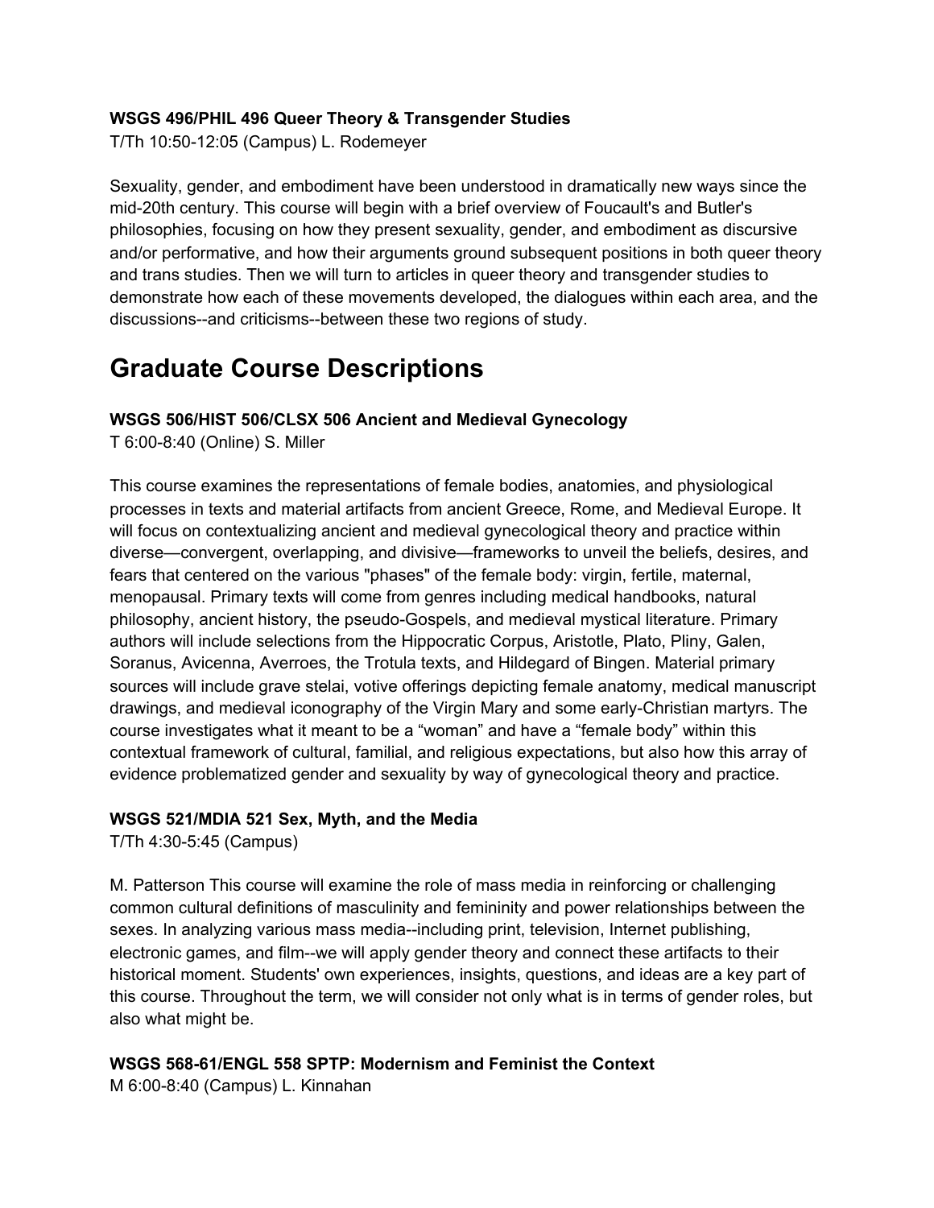**WSGS 496/PHIL 496 Queer Theory & Transgender Studies**
T/Th 10:50-12:05 (Campus) L. Rodemeyer

Sexuality, gender, and embodiment have been understood in dramatically new ways since the mid-20th century. This course will begin with a brief overview of Foucault's and Butler's philosophies, focusing on how they present sexuality, gender, and embodiment as discursive and/or performative, and how their arguments ground subsequent positions in both queer theory and trans studies. Then we will turn to articles in queer theory and transgender studies to demonstrate how each of these movements developed, the dialogues within each area, and the discussions--and criticisms--between these two regions of study.

# Graduate Course Descriptions

**WSGS 506/HIST 506/CLSX 506 Ancient and Medieval Gynecology**
T 6:00-8:40 (Online) S. Miller

This course examines the representations of female bodies, anatomies, and physiological processes in texts and material artifacts from ancient Greece, Rome, and Medieval Europe. It will focus on contextualizing ancient and medieval gynecological theory and practice within diverse—convergent, overlapping, and divisive—frameworks to unveil the beliefs, desires, and fears that centered on the various "phases" of the female body: virgin, fertile, maternal, menopausal. Primary texts will come from genres including medical handbooks, natural philosophy, ancient history, the pseudo-Gospels, and medieval mystical literature. Primary authors will include selections from the Hippocratic Corpus, Aristotle, Plato, Pliny, Galen, Soranus, Avicenna, Averroes, the Trotula texts, and Hildegard of Bingen. Material primary sources will include grave stelai, votive offerings depicting female anatomy, medical manuscript drawings, and medieval iconography of the Virgin Mary and some early-Christian martyrs. The course investigates what it meant to be a "woman" and have a "female body" within this contextual framework of cultural, familial, and religious expectations, but also how this array of evidence problematized gender and sexuality by way of gynecological theory and practice.

**WSGS 521/MDIA 521 Sex, Myth, and the Media**
T/Th 4:30-5:45 (Campus)

M. Patterson This course will examine the role of mass media in reinforcing or challenging common cultural definitions of masculinity and femininity and power relationships between the sexes. In analyzing various mass media--including print, television, Internet publishing, electronic games, and film--we will apply gender theory and connect these artifacts to their historical moment. Students' own experiences, insights, questions, and ideas are a key part of this course. Throughout the term, we will consider not only what is in terms of gender roles, but also what might be.

**WSGS 568-61/ENGL 558 SPTP: Modernism and Feminist the Context**
M 6:00-8:40 (Campus) L. Kinnahan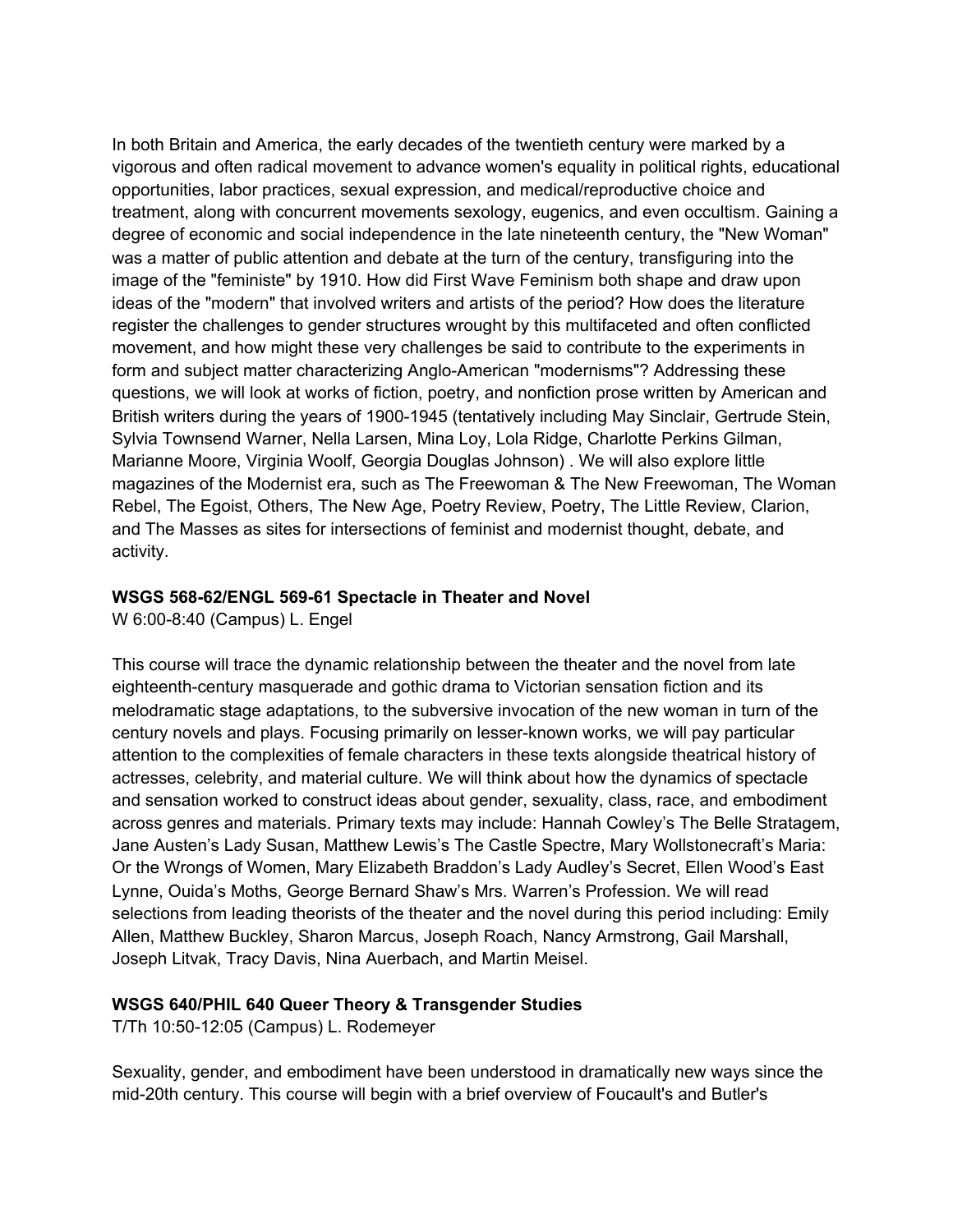In both Britain and America, the early decades of the twentieth century were marked by a vigorous and often radical movement to advance women's equality in political rights, educational opportunities, labor practices, sexual expression, and medical/reproductive choice and treatment, along with concurrent movements sexology, eugenics, and even occultism. Gaining a degree of economic and social independence in the late nineteenth century, the "New Woman" was a matter of public attention and debate at the turn of the century, transfiguring into the image of the "feministe" by 1910. How did First Wave Feminism both shape and draw upon ideas of the "modern" that involved writers and artists of the period? How does the literature register the challenges to gender structures wrought by this multifaceted and often conflicted movement, and how might these very challenges be said to contribute to the experiments in form and subject matter characterizing Anglo-American "modernisms"? Addressing these questions, we will look at works of fiction, poetry, and nonfiction prose written by American and British writers during the years of 1900-1945 (tentatively including May Sinclair, Gertrude Stein, Sylvia Townsend Warner, Nella Larsen, Mina Loy, Lola Ridge, Charlotte Perkins Gilman, Marianne Moore, Virginia Woolf, Georgia Douglas Johnson) . We will also explore little magazines of the Modernist era, such as The Freewoman & The New Freewoman, The Woman Rebel, The Egoist, Others, The New Age, Poetry Review, Poetry, The Little Review, Clarion, and The Masses as sites for intersections of feminist and modernist thought, debate, and activity.

**WSGS 568-62/ENGL 569-61 Spectacle in Theater and Novel**
W 6:00-8:40 (Campus) L. Engel

This course will trace the dynamic relationship between the theater and the novel from late eighteenth-century masquerade and gothic drama to Victorian sensation fiction and its melodramatic stage adaptations, to the subversive invocation of the new woman in turn of the century novels and plays. Focusing primarily on lesser-known works, we will pay particular attention to the complexities of female characters in these texts alongside theatrical history of actresses, celebrity, and material culture. We will think about how the dynamics of spectacle and sensation worked to construct ideas about gender, sexuality, class, race, and embodiment across genres and materials. Primary texts may include: Hannah Cowley's The Belle Stratagem, Jane Austen's Lady Susan, Matthew Lewis's The Castle Spectre, Mary Wollstonecraft's Maria: Or the Wrongs of Women, Mary Elizabeth Braddon's Lady Audley's Secret, Ellen Wood's East Lynne, Ouida's Moths, George Bernard Shaw's Mrs. Warren's Profession. We will read selections from leading theorists of the theater and the novel during this period including: Emily Allen, Matthew Buckley, Sharon Marcus, Joseph Roach, Nancy Armstrong, Gail Marshall, Joseph Litvak, Tracy Davis, Nina Auerbach, and Martin Meisel.

**WSGS 640/PHIL 640 Queer Theory & Transgender Studies**
T/Th 10:50-12:05 (Campus) L. Rodemeyer

Sexuality, gender, and embodiment have been understood in dramatically new ways since the mid-20th century. This course will begin with a brief overview of Foucault's and Butler's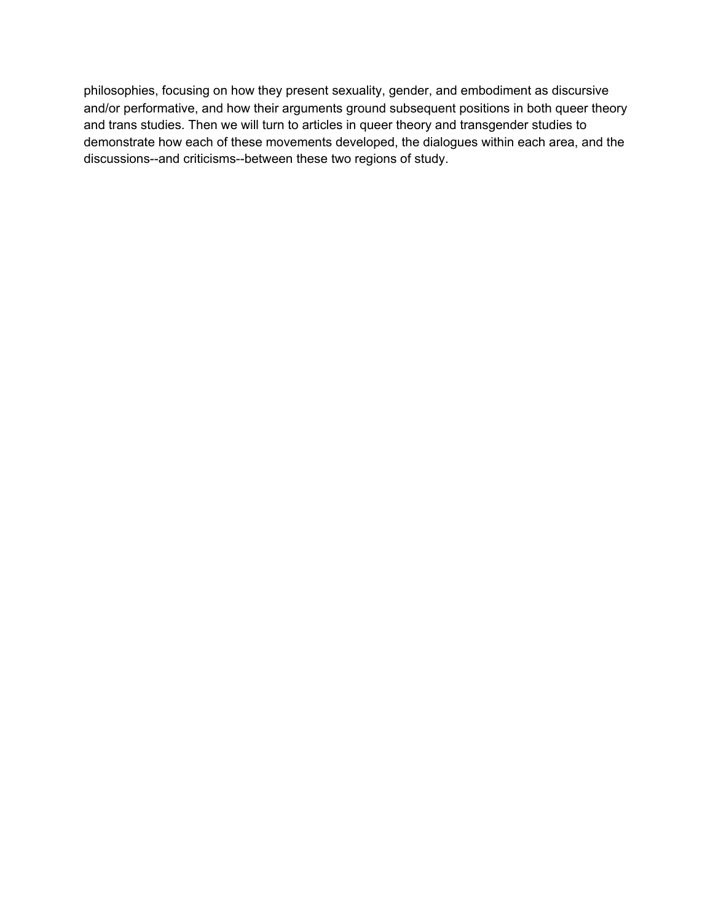philosophies, focusing on how they present sexuality, gender, and embodiment as discursive and/or performative, and how their arguments ground subsequent positions in both queer theory and trans studies. Then we will turn to articles in queer theory and transgender studies to demonstrate how each of these movements developed, the dialogues within each area, and the discussions--and criticisms--between these two regions of study.